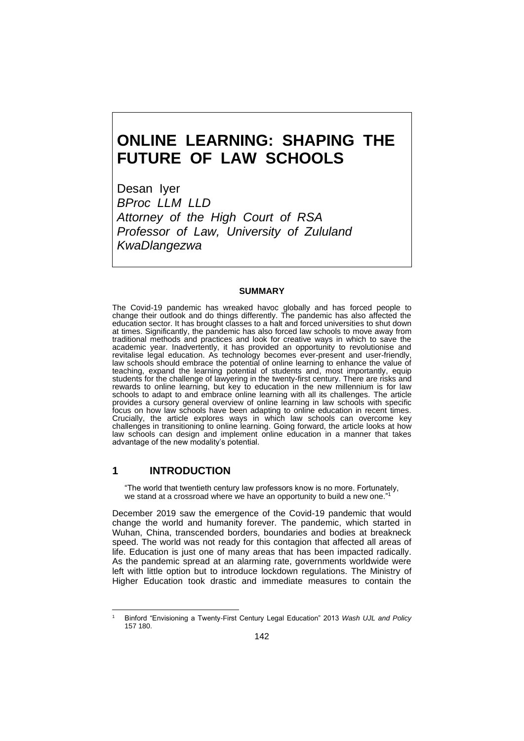# ONLINE LEARNING: SHAPING THE FUTURE OF LAW SCHOOLS

Desan Iyer
*BProc LLM LLD*
*Attorney of the High Court of RSA*
*Professor of Law, University of Zululand*
*KwaDlangezwa*

**SUMMARY**

The Covid-19 pandemic has wreaked havoc globally and has forced people to change their outlook and do things differently. The pandemic has also affected the education sector. It has brought classes to a halt and forced universities to shut down at times. Significantly, the pandemic has also forced law schools to move away from traditional methods and practices and look for creative ways in which to save the academic year. Inadvertently, it has provided an opportunity to revolutionise and revitalise legal education. As technology becomes ever-present and user-friendly, law schools should embrace the potential of online learning to enhance the value of teaching, expand the learning potential of students and, most importantly, equip students for the challenge of lawyering in the twenty-first century. There are risks and rewards to online learning, but key to education in the new millennium is for law schools to adapt to and embrace online learning with all its challenges. The article provides a cursory general overview of online learning in law schools with specific focus on how law schools have been adapting to online education in recent times. Crucially, the article explores ways in which law schools can overcome key challenges in transitioning to online learning. Going forward, the article looks at how law schools can design and implement online education in a manner that takes advantage of the new modality's potential.

## 1 INTRODUCTION

> "The world that twentieth century law professors know is no more. Fortunately, we stand at a crossroad where we have an opportunity to build a new one."[1]

December 2019 saw the emergence of the Covid-19 pandemic that would change the world and humanity forever. The pandemic, which started in Wuhan, China, transcended borders, boundaries and bodies at breakneck speed. The world was not ready for this contagion that affected all areas of life. Education is just one of many areas that has been impacted radically. As the pandemic spread at an alarming rate, governments worldwide were left with little option but to introduce lockdown regulations. The Ministry of Higher Education took drastic and immediate measures to contain the

---

[1] Binford "Envisioning a Twenty-First Century Legal Education" 2013 *Wash UJL and Policy* 157 180.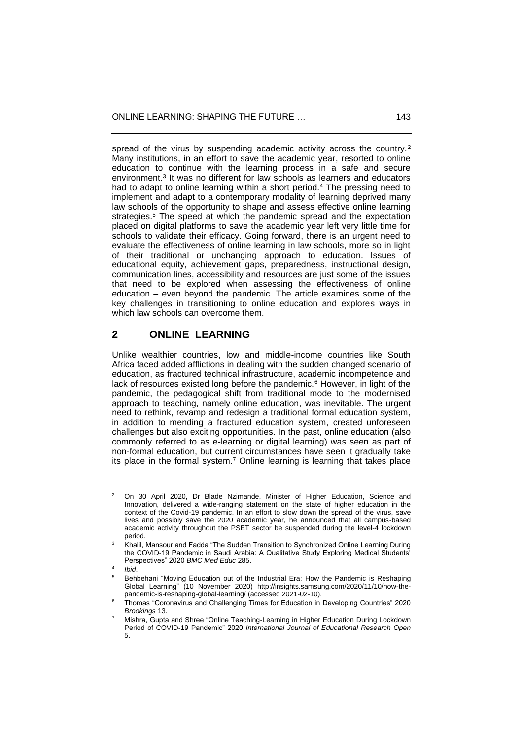spread of the virus by suspending academic activity across the country.[2] Many institutions, in an effort to save the academic year, resorted to online education to continue with the learning process in a safe and secure environment.[3] It was no different for law schools as learners and educators had to adapt to online learning within a short period.[4] The pressing need to implement and adapt to a contemporary modality of learning deprived many law schools of the opportunity to shape and assess effective online learning strategies.[5] The speed at which the pandemic spread and the expectation placed on digital platforms to save the academic year left very little time for schools to validate their efficacy. Going forward, there is an urgent need to evaluate the effectiveness of online learning in law schools, more so in light of their traditional or unchanging approach to education. Issues of educational equity, achievement gaps, preparedness, instructional design, communication lines, accessibility and resources are just some of the issues that need to be explored when assessing the effectiveness of online education – even beyond the pandemic. The article examines some of the key challenges in transitioning to online education and explores ways in which law schools can overcome them.

## 2 ONLINE LEARNING

Unlike wealthier countries, low and middle-income countries like South Africa faced added afflictions in dealing with the sudden changed scenario of education, as fractured technical infrastructure, academic incompetence and lack of resources existed long before the pandemic.[6] However, in light of the pandemic, the pedagogical shift from traditional mode to the modernised approach to teaching, namely online education, was inevitable. The urgent need to rethink, revamp and redesign a traditional formal education system, in addition to mending a fractured education system, created unforeseen challenges but also exciting opportunities. In the past, online education (also commonly referred to as e-learning or digital learning) was seen as part of non-formal education, but current circumstances have seen it gradually take its place in the formal system.[7] Online learning is learning that takes place

---

[2] On 30 April 2020, Dr Blade Nzimande, Minister of Higher Education, Science and Innovation, delivered a wide-ranging statement on the state of higher education in the context of the Covid-19 pandemic. In an effort to slow down the spread of the virus, save lives and possibly save the 2020 academic year, he announced that all campus-based academic activity throughout the PSET sector be suspended during the level-4 lockdown period.

[3] Khalil, Mansour and Fadda "The Sudden Transition to Synchronized Online Learning During the COVID-19 Pandemic in Saudi Arabia: A Qualitative Study Exploring Medical Students' Perspectives" 2020 *BMC Med Educ* 285.

[4] *Ibid*.

[5] Behbehani "Moving Education out of the Industrial Era: How the Pandemic is Reshaping Global Learning" (10 November 2020) http://insights.samsung.com/2020/11/10/how-the-pandemic-is-reshaping-global-learning/ (accessed 2021-02-10).

[6] Thomas "Coronavirus and Challenging Times for Education in Developing Countries" 2020 *Brookings* 13.

[7] Mishra, Gupta and Shree "Online Teaching-Learning in Higher Education During Lockdown Period of COVID-19 Pandemic" 2020 *International Journal of Educational Research Open* 5.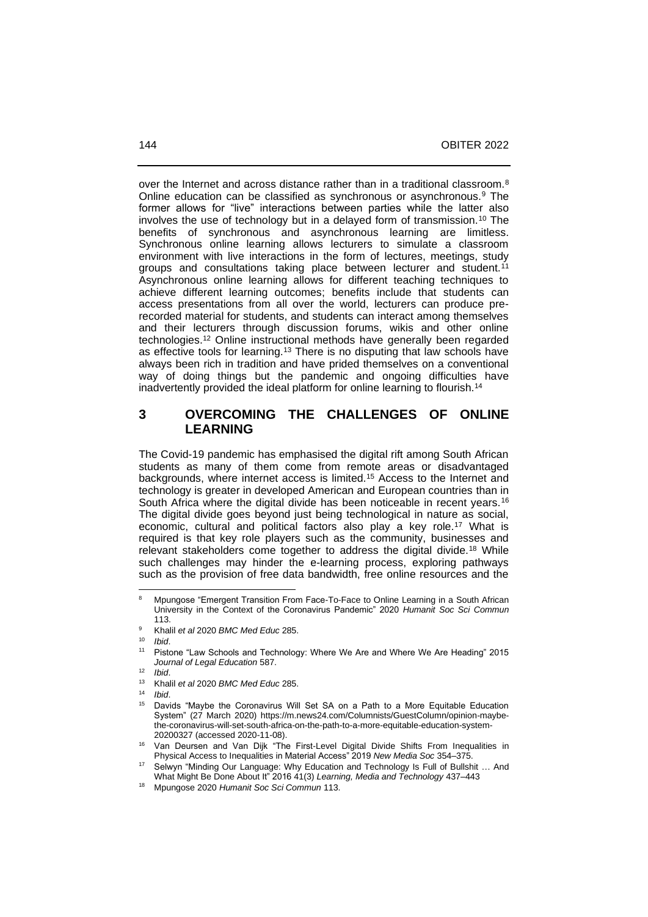over the Internet and across distance rather than in a traditional classroom.[8] Online education can be classified as synchronous or asynchronous.[9] The former allows for "live" interactions between parties while the latter also involves the use of technology but in a delayed form of transmission.[10] The benefits of synchronous and asynchronous learning are limitless. Synchronous online learning allows lecturers to simulate a classroom environment with live interactions in the form of lectures, meetings, study groups and consultations taking place between lecturer and student.[11] Asynchronous online learning allows for different teaching techniques to achieve different learning outcomes; benefits include that students can access presentations from all over the world, lecturers can produce pre-recorded material for students, and students can interact among themselves and their lecturers through discussion forums, wikis and other online technologies.[12] Online instructional methods have generally been regarded as effective tools for learning.[13] There is no disputing that law schools have always been rich in tradition and have prided themselves on a conventional way of doing things but the pandemic and ongoing difficulties have inadvertently provided the ideal platform for online learning to flourish.[14]

## 3 OVERCOMING THE CHALLENGES OF ONLINE LEARNING

The Covid-19 pandemic has emphasised the digital rift among South African students as many of them come from remote areas or disadvantaged backgrounds, where internet access is limited.[15] Access to the Internet and technology is greater in developed American and European countries than in South Africa where the digital divide has been noticeable in recent years.[16] The digital divide goes beyond just being technological in nature as social, economic, cultural and political factors also play a key role.[17] What is required is that key role players such as the community, businesses and relevant stakeholders come together to address the digital divide.[18] While such challenges may hinder the e-learning process, exploring pathways such as the provision of free data bandwidth, free online resources and the

---

[8] Mpungose "Emergent Transition From Face-To-Face to Online Learning in a South African University in the Context of the Coronavirus Pandemic" 2020 *Humanit Soc Sci Commun* 113.

[9] Khalil *et al* 2020 *BMC Med Educ* 285.

[10] *Ibid*.

[11] Pistone "Law Schools and Technology: Where We Are and Where We Are Heading" 2015 *Journal of Legal Education* 587.

[12] *Ibid*.

[13] Khalil *et al* 2020 *BMC Med Educ* 285.

[14] *Ibid*.

[15] Davids "Maybe the Coronavirus Will Set SA on a Path to a More Equitable Education System" (27 March 2020) https://m.news24.com/Columnists/GuestColumn/opinion-maybe-the-coronavirus-will-set-south-africa-on-the-path-to-a-more-equitable-education-system-20200327 (accessed 2020-11-08).

[16] Van Deursen and Van Dijk "The First-Level Digital Divide Shifts From Inequalities in Physical Access to Inequalities in Material Access" 2019 *New Media Soc* 354–375.

[17] Selwyn "Minding Our Language: Why Education and Technology Is Full of Bullshit … And What Might Be Done About It" 2016 41(3) *Learning, Media and Technology* 437–443

[18] Mpungose 2020 *Humanit Soc Sci Commun* 113.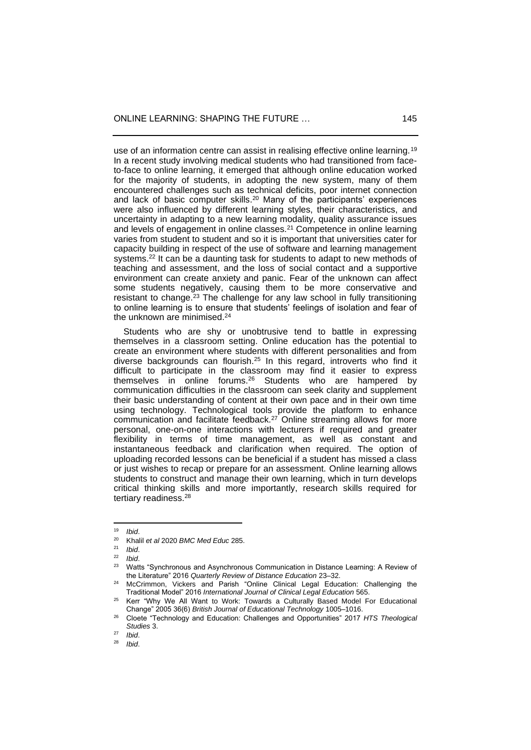use of an information centre can assist in realising effective online learning.[19] In a recent study involving medical students who had transitioned from face-to-face to online learning, it emerged that although online education worked for the majority of students, in adopting the new system, many of them encountered challenges such as technical deficits, poor internet connection and lack of basic computer skills.[20] Many of the participants' experiences were also influenced by different learning styles, their characteristics, and uncertainty in adapting to a new learning modality, quality assurance issues and levels of engagement in online classes.[21] Competence in online learning varies from student to student and so it is important that universities cater for capacity building in respect of the use of software and learning management systems.[22] It can be a daunting task for students to adapt to new methods of teaching and assessment, and the loss of social contact and a supportive environment can create anxiety and panic. Fear of the unknown can affect some students negatively, causing them to be more conservative and resistant to change.[23] The challenge for any law school in fully transitioning to online learning is to ensure that students' feelings of isolation and fear of the unknown are minimised.[24]

Students who are shy or unobtrusive tend to battle in expressing themselves in a classroom setting. Online education has the potential to create an environment where students with different personalities and from diverse backgrounds can flourish.[25] In this regard, introverts who find it difficult to participate in the classroom may find it easier to express themselves in online forums.[26] Students who are hampered by communication difficulties in the classroom can seek clarity and supplement their basic understanding of content at their own pace and in their own time using technology. Technological tools provide the platform to enhance communication and facilitate feedback.[27] Online streaming allows for more personal, one-on-one interactions with lecturers if required and greater flexibility in terms of time management, as well as constant and instantaneous feedback and clarification when required. The option of uploading recorded lessons can be beneficial if a student has missed a class or just wishes to recap or prepare for an assessment. Online learning allows students to construct and manage their own learning, which in turn develops critical thinking skills and more importantly, research skills required for tertiary readiness.[28]

---

[19] *Ibid*.

[20] Khalil *et al* 2020 *BMC Med Educ* 285.

[21] *Ibid*.

[22] *Ibid*.

[23] Watts "Synchronous and Asynchronous Communication in Distance Learning: A Review of the Literature" 2016 *Quarterly Review of Distance Education* 23–32.

[24] McCrimmon, Vickers and Parish "Online Clinical Legal Education: Challenging the Traditional Model" 2016 *International Journal of Clinical Legal Education* 565.

[25] Kerr "Why We All Want to Work: Towards a Culturally Based Model For Educational Change" 2005 36(6) *British Journal of Educational Technology* 1005–1016.

[26] Cloete "Technology and Education: Challenges and Opportunities" 2017 *HTS Theological Studies* 3.

[27] *Ibid*.

[28] *Ibid*.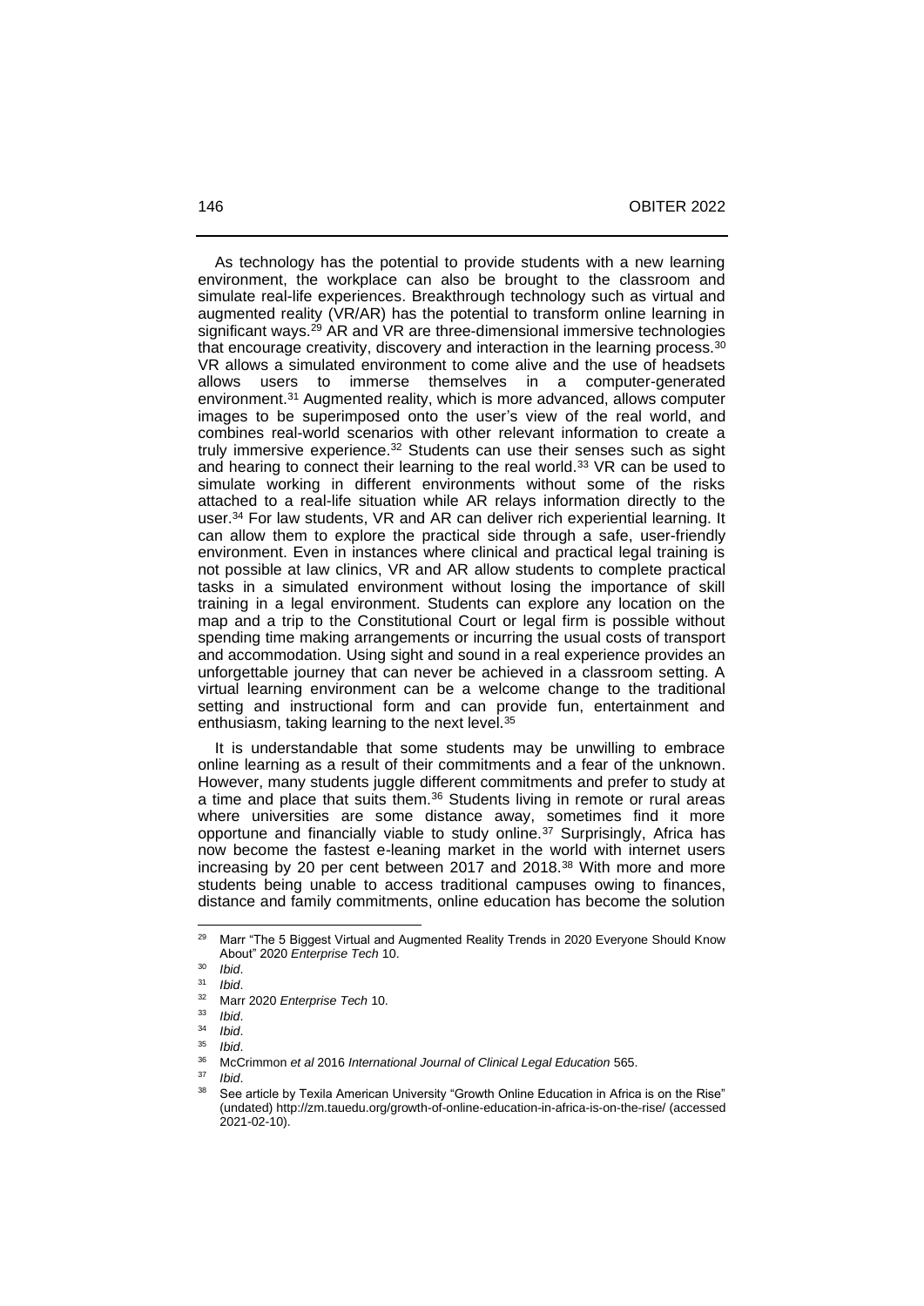As technology has the potential to provide students with a new learning environment, the workplace can also be brought to the classroom and simulate real-life experiences. Breakthrough technology such as virtual and augmented reality (VR/AR) has the potential to transform online learning in significant ways.[29] AR and VR are three-dimensional immersive technologies that encourage creativity, discovery and interaction in the learning process.[30] VR allows a simulated environment to come alive and the use of headsets allows users to immerse themselves in a computer-generated environment.[31] Augmented reality, which is more advanced, allows computer images to be superimposed onto the user's view of the real world, and combines real-world scenarios with other relevant information to create a truly immersive experience.[32] Students can use their senses such as sight and hearing to connect their learning to the real world.[33] VR can be used to simulate working in different environments without some of the risks attached to a real-life situation while AR relays information directly to the user.[34] For law students, VR and AR can deliver rich experiential learning. It can allow them to explore the practical side through a safe, user-friendly environment. Even in instances where clinical and practical legal training is not possible at law clinics, VR and AR allow students to complete practical tasks in a simulated environment without losing the importance of skill training in a legal environment. Students can explore any location on the map and a trip to the Constitutional Court or legal firm is possible without spending time making arrangements or incurring the usual costs of transport and accommodation. Using sight and sound in a real experience provides an unforgettable journey that can never be achieved in a classroom setting. A virtual learning environment can be a welcome change to the traditional setting and instructional form and can provide fun, entertainment and enthusiasm, taking learning to the next level.[35]

It is understandable that some students may be unwilling to embrace online learning as a result of their commitments and a fear of the unknown. However, many students juggle different commitments and prefer to study at a time and place that suits them.[36] Students living in remote or rural areas where universities are some distance away, sometimes find it more opportune and financially viable to study online.[37] Surprisingly, Africa has now become the fastest e-leaning market in the world with internet users increasing by 20 per cent between 2017 and 2018.[38] With more and more students being unable to access traditional campuses owing to finances, distance and family commitments, online education has become the solution

---

[29] Marr "The 5 Biggest Virtual and Augmented Reality Trends in 2020 Everyone Should Know About" 2020 *Enterprise Tech* 10.

[30] *Ibid*.

[31] *Ibid*.

[32] Marr 2020 *Enterprise Tech* 10.

[33] *Ibid*.

[34] *Ibid*.

[35] *Ibid*.

[36] McCrimmon *et al* 2016 *International Journal of Clinical Legal Education* 565.

[37] *Ibid*.

[38] See article by Texila American University "Growth Online Education in Africa is on the Rise" (undated) http://zm.tauedu.org/growth-of-online-education-in-africa-is-on-the-rise/ (accessed 2021-02-10).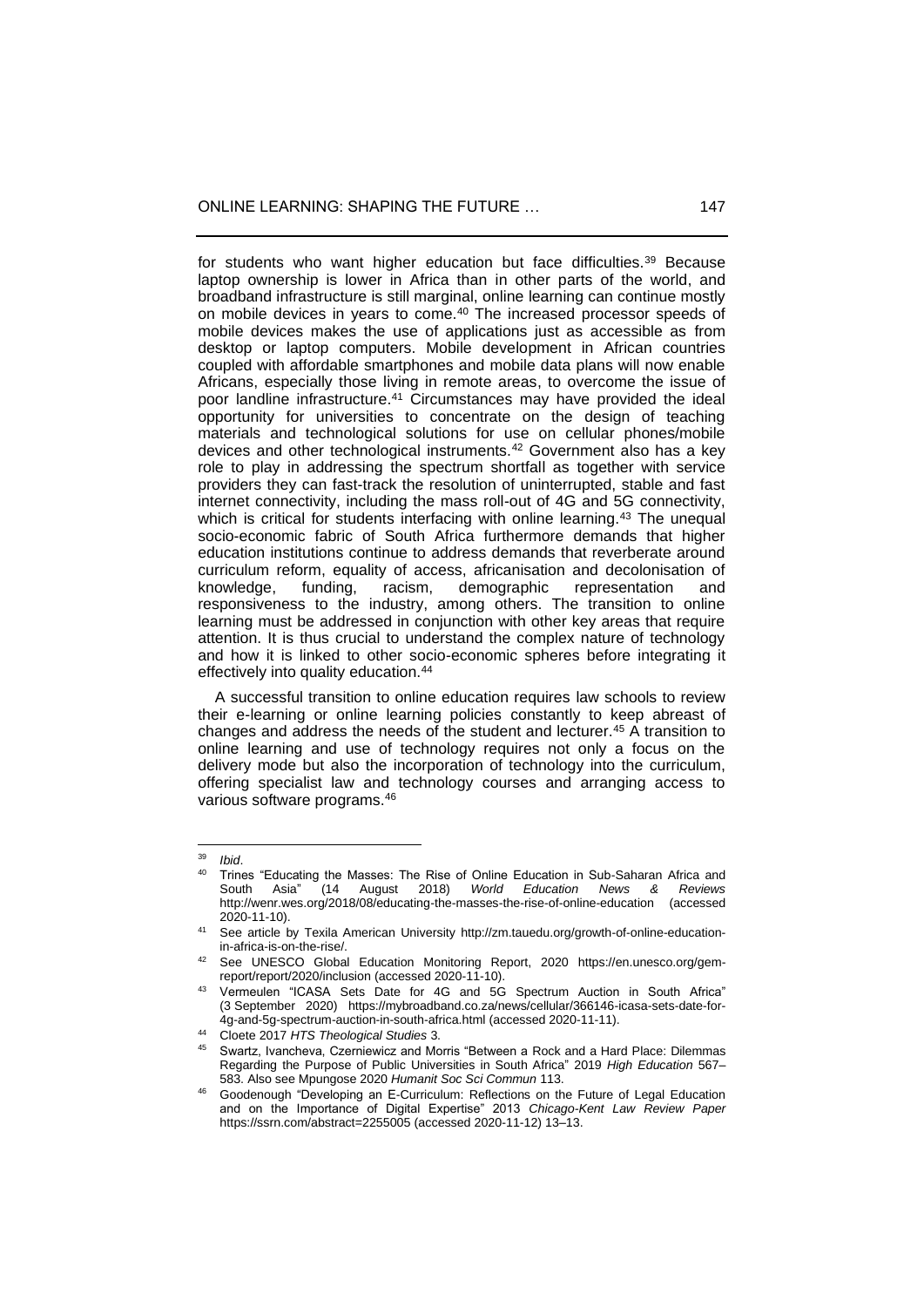for students who want higher education but face difficulties.[39] Because laptop ownership is lower in Africa than in other parts of the world, and broadband infrastructure is still marginal, online learning can continue mostly on mobile devices in years to come.[40] The increased processor speeds of mobile devices makes the use of applications just as accessible as from desktop or laptop computers. Mobile development in African countries coupled with affordable smartphones and mobile data plans will now enable Africans, especially those living in remote areas, to overcome the issue of poor landline infrastructure.[41] Circumstances may have provided the ideal opportunity for universities to concentrate on the design of teaching materials and technological solutions for use on cellular phones/mobile devices and other technological instruments.[42] Government also has a key role to play in addressing the spectrum shortfall as together with service providers they can fast-track the resolution of uninterrupted, stable and fast internet connectivity, including the mass roll-out of 4G and 5G connectivity, which is critical for students interfacing with online learning.[43] The unequal socio-economic fabric of South Africa furthermore demands that higher education institutions continue to address demands that reverberate around curriculum reform, equality of access, africanisation and decolonisation of knowledge, funding, racism, demographic representation and responsiveness to the industry, among others. The transition to online learning must be addressed in conjunction with other key areas that require attention. It is thus crucial to understand the complex nature of technology and how it is linked to other socio-economic spheres before integrating it effectively into quality education.[44]

A successful transition to online education requires law schools to review their e-learning or online learning policies constantly to keep abreast of changes and address the needs of the student and lecturer.[45] A transition to online learning and use of technology requires not only a focus on the delivery mode but also the incorporation of technology into the curriculum, offering specialist law and technology courses and arranging access to various software programs.[46]

---

[39] *Ibid*.

[40] Trines "Educating the Masses: The Rise of Online Education in Sub-Saharan Africa and South Asia" (14 August 2018) *World Education News & Reviews* http://wenr.wes.org/2018/08/educating-the-masses-the-rise-of-online-education (accessed 2020-11-10).

[41] See article by Texila American University http://zm.tauedu.org/growth-of-online-education-in-africa-is-on-the-rise/.

[42] See UNESCO Global Education Monitoring Report, 2020 https://en.unesco.org/gem-report/report/2020/inclusion (accessed 2020-11-10).

[43] Vermeulen "ICASA Sets Date for 4G and 5G Spectrum Auction in South Africa" (3 September 2020) https://mybroadband.co.za/news/cellular/366146-icasa-sets-date-for-4g-and-5g-spectrum-auction-in-south-africa.html (accessed 2020-11-11).

[44] Cloete 2017 *HTS Theological Studies* 3.

[45] Swartz, Ivancheva, Czerniewicz and Morris "Between a Rock and a Hard Place: Dilemmas Regarding the Purpose of Public Universities in South Africa" 2019 *High Education* 567–583. Also see Mpungose 2020 *Humanit Soc Sci Commun* 113.

[46] Goodenough "Developing an E-Curriculum: Reflections on the Future of Legal Education and on the Importance of Digital Expertise" 2013 *Chicago-Kent Law Review Paper* https://ssrn.com/abstract=2255005 (accessed 2020-11-12) 13–13.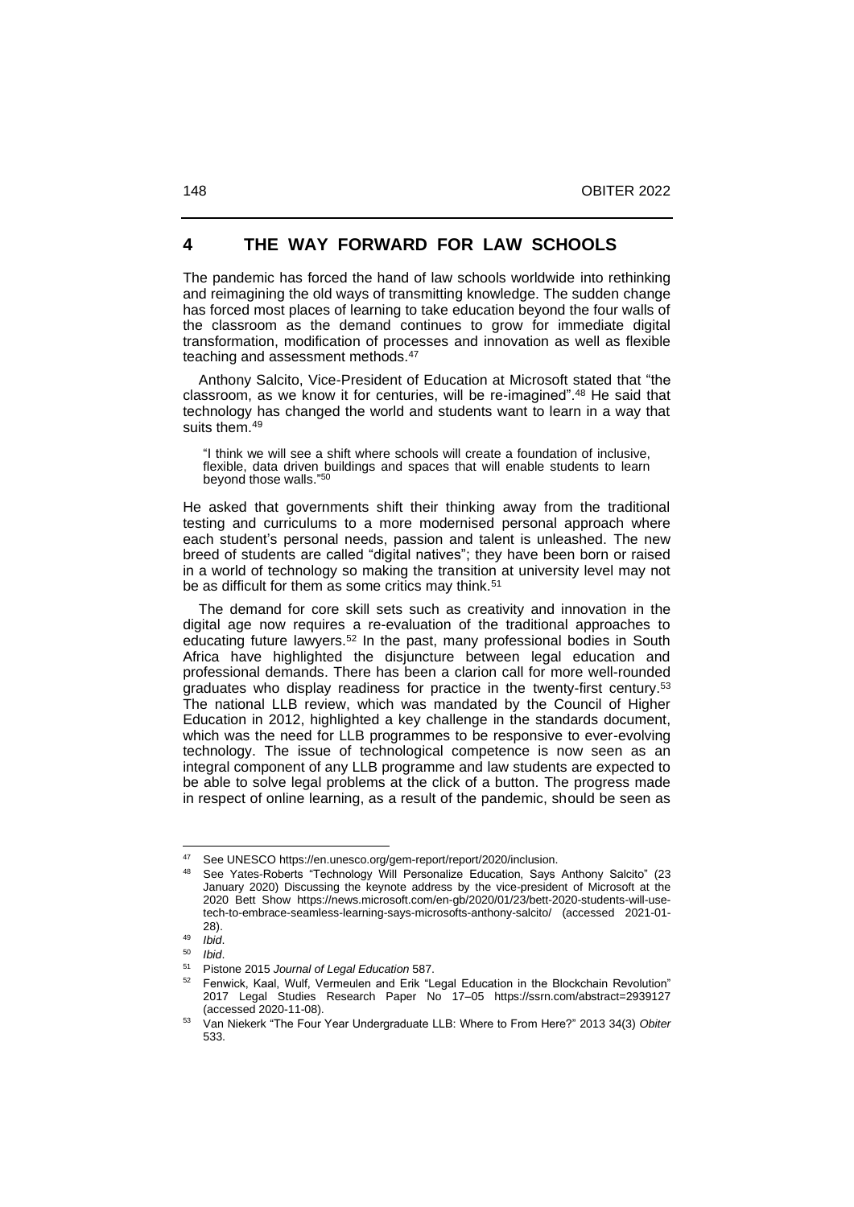## 4 THE WAY FORWARD FOR LAW SCHOOLS

The pandemic has forced the hand of law schools worldwide into rethinking and reimagining the old ways of transmitting knowledge. The sudden change has forced most places of learning to take education beyond the four walls of the classroom as the demand continues to grow for immediate digital transformation, modification of processes and innovation as well as flexible teaching and assessment methods.[47]

Anthony Salcito, Vice-President of Education at Microsoft stated that "the classroom, as we know it for centuries, will be re-imagined".[48] He said that technology has changed the world and students want to learn in a way that suits them.[49]

> "I think we will see a shift where schools will create a foundation of inclusive, flexible, data driven buildings and spaces that will enable students to learn beyond those walls."[50]

He asked that governments shift their thinking away from the traditional testing and curriculums to a more modernised personal approach where each student's personal needs, passion and talent is unleashed. The new breed of students are called "digital natives"; they have been born or raised in a world of technology so making the transition at university level may not be as difficult for them as some critics may think.[51]

The demand for core skill sets such as creativity and innovation in the digital age now requires a re-evaluation of the traditional approaches to educating future lawyers.[52] In the past, many professional bodies in South Africa have highlighted the disjuncture between legal education and professional demands. There has been a clarion call for more well-rounded graduates who display readiness for practice in the twenty-first century.[53] The national LLB review, which was mandated by the Council of Higher Education in 2012, highlighted a key challenge in the standards document, which was the need for LLB programmes to be responsive to ever-evolving technology. The issue of technological competence is now seen as an integral component of any LLB programme and law students are expected to be able to solve legal problems at the click of a button. The progress made in respect of online learning, as a result of the pandemic, should be seen as

---

[47] See UNESCO https://en.unesco.org/gem-report/report/2020/inclusion.

[48] See Yates-Roberts "Technology Will Personalize Education, Says Anthony Salcito" (23 January 2020) Discussing the keynote address by the vice-president of Microsoft at the 2020 Bett Show https://news.microsoft.com/en-gb/2020/01/23/bett-2020-students-will-use-tech-to-embrace-seamless-learning-says-microsofts-anthony-salcito/ (accessed 2021-01-28).

[49] *Ibid*.

[50] *Ibid*.

[51] Pistone 2015 *Journal of Legal Education* 587.

[52] Fenwick, Kaal, Wulf, Vermeulen and Erik "Legal Education in the Blockchain Revolution" 2017 Legal Studies Research Paper No 17–05 https://ssrn.com/abstract=2939127 (accessed 2020-11-08).

[53] Van Niekerk "The Four Year Undergraduate LLB: Where to From Here?" 2013 34(3) *Obiter* 533.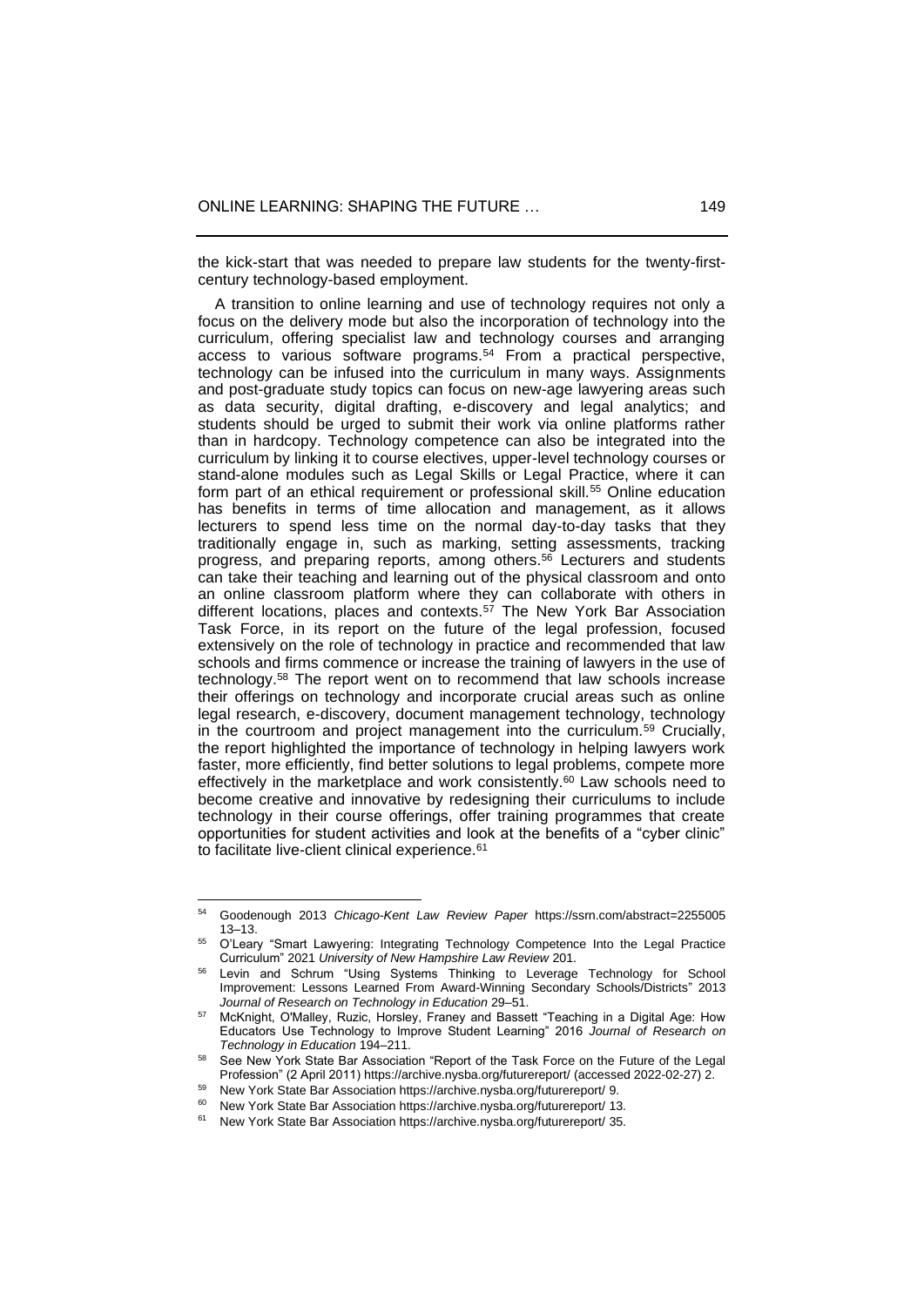the kick-start that was needed to prepare law students for the twenty-first-century technology-based employment.

A transition to online learning and use of technology requires not only a focus on the delivery mode but also the incorporation of technology into the curriculum, offering specialist law and technology courses and arranging access to various software programs.[54] From a practical perspective, technology can be infused into the curriculum in many ways. Assignments and post-graduate study topics can focus on new-age lawyering areas such as data security, digital drafting, e-discovery and legal analytics; and students should be urged to submit their work via online platforms rather than in hardcopy. Technology competence can also be integrated into the curriculum by linking it to course electives, upper-level technology courses or stand-alone modules such as Legal Skills or Legal Practice, where it can form part of an ethical requirement or professional skill.[55] Online education has benefits in terms of time allocation and management, as it allows lecturers to spend less time on the normal day-to-day tasks that they traditionally engage in, such as marking, setting assessments, tracking progress, and preparing reports, among others.[56] Lecturers and students can take their teaching and learning out of the physical classroom and onto an online classroom platform where they can collaborate with others in different locations, places and contexts.[57] The New York Bar Association Task Force, in its report on the future of the legal profession, focused extensively on the role of technology in practice and recommended that law schools and firms commence or increase the training of lawyers in the use of technology.[58] The report went on to recommend that law schools increase their offerings on technology and incorporate crucial areas such as online legal research, e-discovery, document management technology, technology in the courtroom and project management into the curriculum.[59] Crucially, the report highlighted the importance of technology in helping lawyers work faster, more efficiently, find better solutions to legal problems, compete more effectively in the marketplace and work consistently.[60] Law schools need to become creative and innovative by redesigning their curriculums to include technology in their course offerings, offer training programmes that create opportunities for student activities and look at the benefits of a "cyber clinic" to facilitate live-client clinical experience.[61]

---

[54] Goodenough 2013 *Chicago-Kent Law Review Paper* https://ssrn.com/abstract=2255005 13–13.

[55] O'Leary "Smart Lawyering: Integrating Technology Competence Into the Legal Practice Curriculum" 2021 *University of New Hampshire Law Review* 201.

[56] Levin and Schrum "Using Systems Thinking to Leverage Technology for School Improvement: Lessons Learned From Award-Winning Secondary Schools/Districts" 2013 *Journal of Research on Technology in Education* 29–51.

[57] McKnight, O'Malley, Ruzic, Horsley, Franey and Bassett "Teaching in a Digital Age: How Educators Use Technology to Improve Student Learning" 2016 *Journal of Research on Technology in Education* 194–211.

[58] See New York State Bar Association "Report of the Task Force on the Future of the Legal Profession" (2 April 2011) https://archive.nysba.org/futurereport/ (accessed 2022-02-27) 2.

[59] New York State Bar Association https://archive.nysba.org/futurereport/ 9.

[60] New York State Bar Association https://archive.nysba.org/futurereport/ 13.

[61] New York State Bar Association https://archive.nysba.org/futurereport/ 35.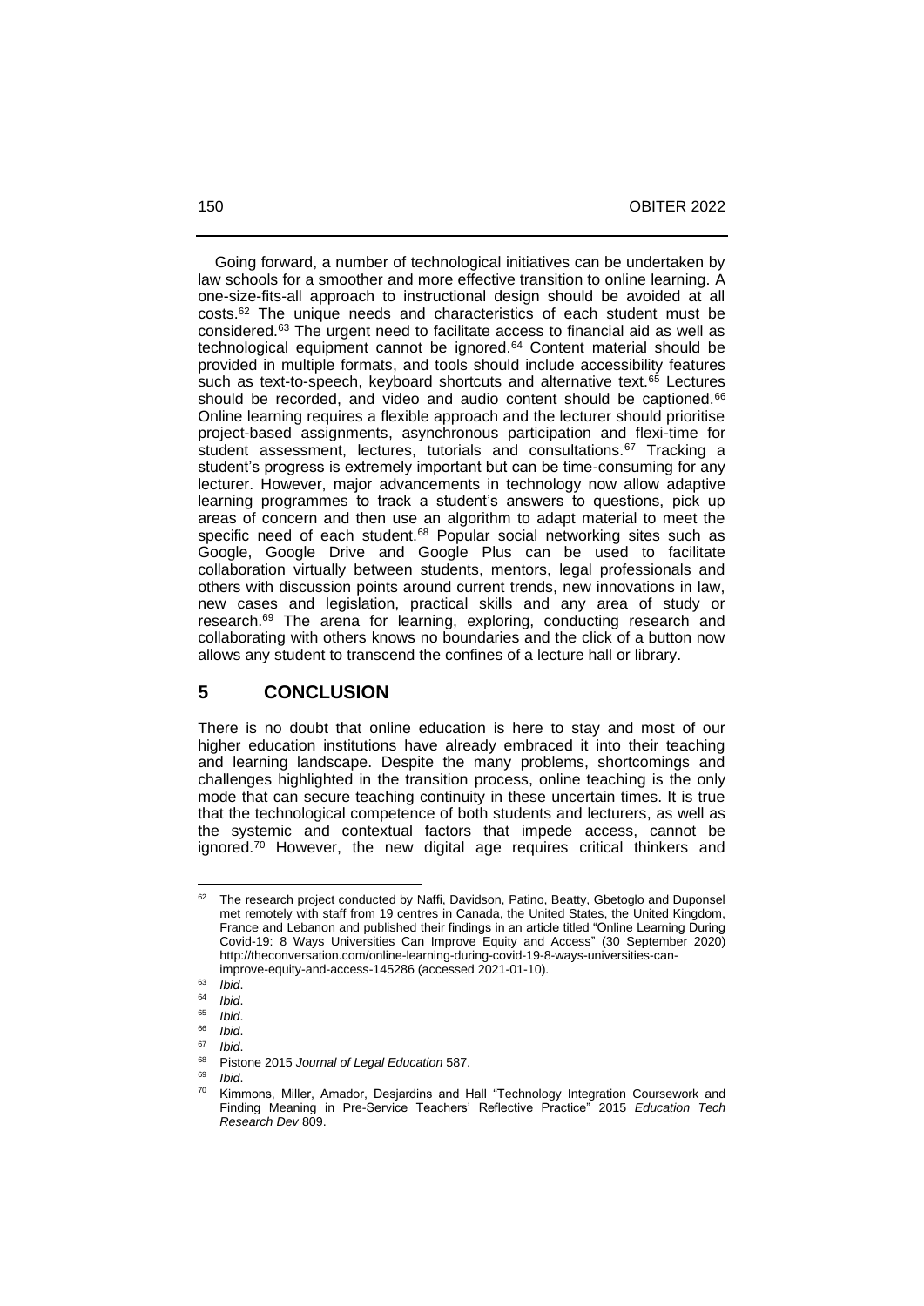Going forward, a number of technological initiatives can be undertaken by law schools for a smoother and more effective transition to online learning. A one-size-fits-all approach to instructional design should be avoided at all costs.[62] The unique needs and characteristics of each student must be considered.[63] The urgent need to facilitate access to financial aid as well as technological equipment cannot be ignored.[64] Content material should be provided in multiple formats, and tools should include accessibility features such as text-to-speech, keyboard shortcuts and alternative text.[65] Lectures should be recorded, and video and audio content should be captioned.[66] Online learning requires a flexible approach and the lecturer should prioritise project-based assignments, asynchronous participation and flexi-time for student assessment, lectures, tutorials and consultations.[67] Tracking a student's progress is extremely important but can be time-consuming for any lecturer. However, major advancements in technology now allow adaptive learning programmes to track a student's answers to questions, pick up areas of concern and then use an algorithm to adapt material to meet the specific need of each student.[68] Popular social networking sites such as Google, Google Drive and Google Plus can be used to facilitate collaboration virtually between students, mentors, legal professionals and others with discussion points around current trends, new innovations in law, new cases and legislation, practical skills and any area of study or research.[69] The arena for learning, exploring, conducting research and collaborating with others knows no boundaries and the click of a button now allows any student to transcend the confines of a lecture hall or library.

## 5 CONCLUSION

There is no doubt that online education is here to stay and most of our higher education institutions have already embraced it into their teaching and learning landscape. Despite the many problems, shortcomings and challenges highlighted in the transition process, online teaching is the only mode that can secure teaching continuity in these uncertain times. It is true that the technological competence of both students and lecturers, as well as the systemic and contextual factors that impede access, cannot be ignored.[70] However, the new digital age requires critical thinkers and

---

[62] The research project conducted by Naffi, Davidson, Patino, Beatty, Gbetoglo and Duponsel met remotely with staff from 19 centres in Canada, the United States, the United Kingdom, France and Lebanon and published their findings in an article titled "Online Learning During Covid-19: 8 Ways Universities Can Improve Equity and Access" (30 September 2020) http://theconversation.com/online-learning-during-covid-19-8-ways-universities-can-improve-equity-and-access-145286 (accessed 2021-01-10).

[63] *Ibid*.

[64] *Ibid*.

[65] *Ibid*.

[66] *Ibid*.

[67] *Ibid*.

[68] Pistone 2015 *Journal of Legal Education* 587.

[69] *Ibid*.

[70] Kimmons, Miller, Amador, Desjardins and Hall "Technology Integration Coursework and Finding Meaning in Pre-Service Teachers' Reflective Practice" 2015 *Education Tech Research Dev* 809.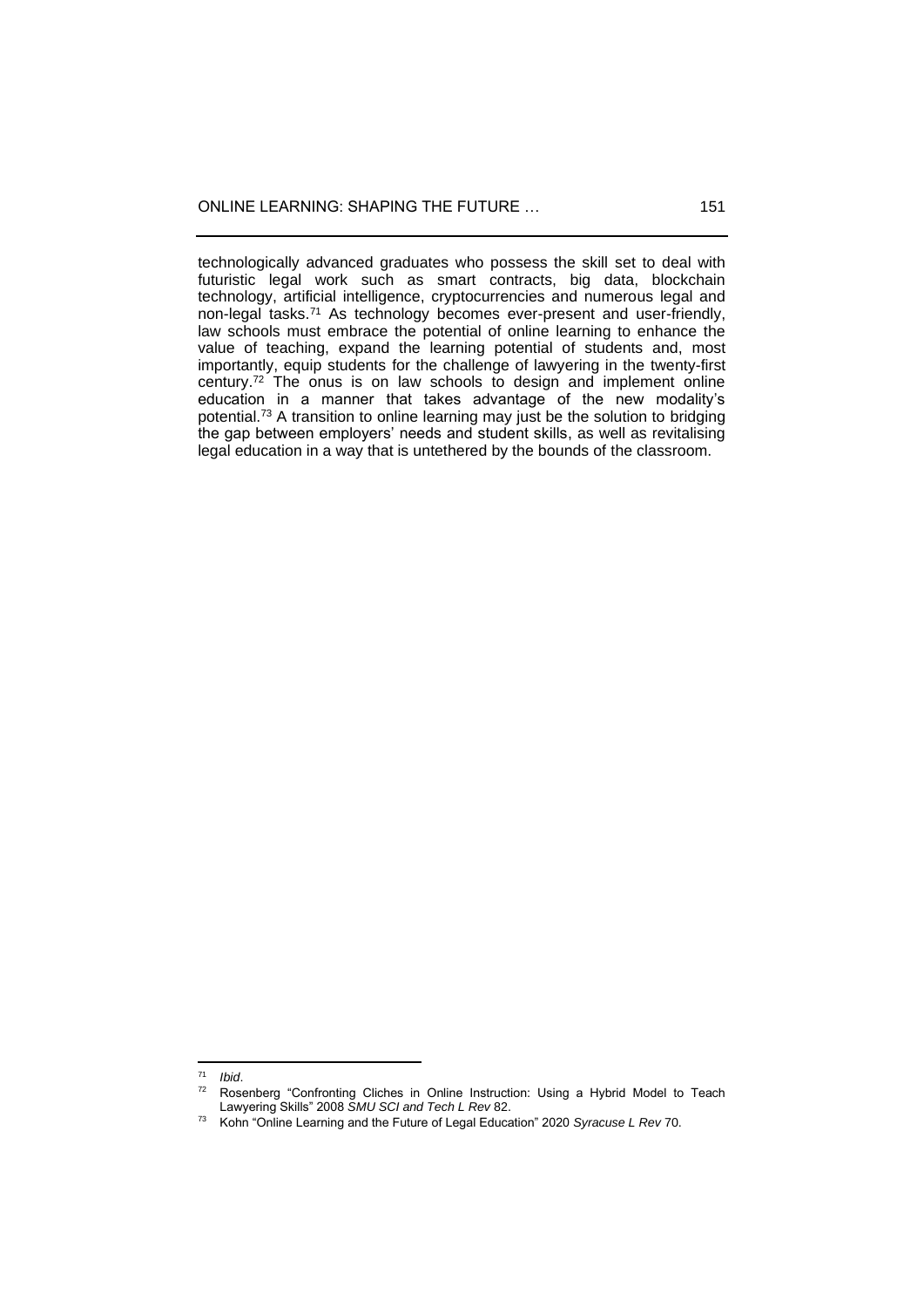technologically advanced graduates who possess the skill set to deal with futuristic legal work such as smart contracts, big data, blockchain technology, artificial intelligence, cryptocurrencies and numerous legal and non-legal tasks.[71] As technology becomes ever-present and user-friendly, law schools must embrace the potential of online learning to enhance the value of teaching, expand the learning potential of students and, most importantly, equip students for the challenge of lawyering in the twenty-first century.[72] The onus is on law schools to design and implement online education in a manner that takes advantage of the new modality's potential.[73] A transition to online learning may just be the solution to bridging the gap between employers' needs and student skills, as well as revitalising legal education in a way that is untethered by the bounds of the classroom.

---

[71] *Ibid*.

[72] Rosenberg "Confronting Cliches in Online Instruction: Using a Hybrid Model to Teach Lawyering Skills" 2008 *SMU SCI and Tech L Rev* 82.

[73] Kohn "Online Learning and the Future of Legal Education" 2020 *Syracuse L Rev* 70.